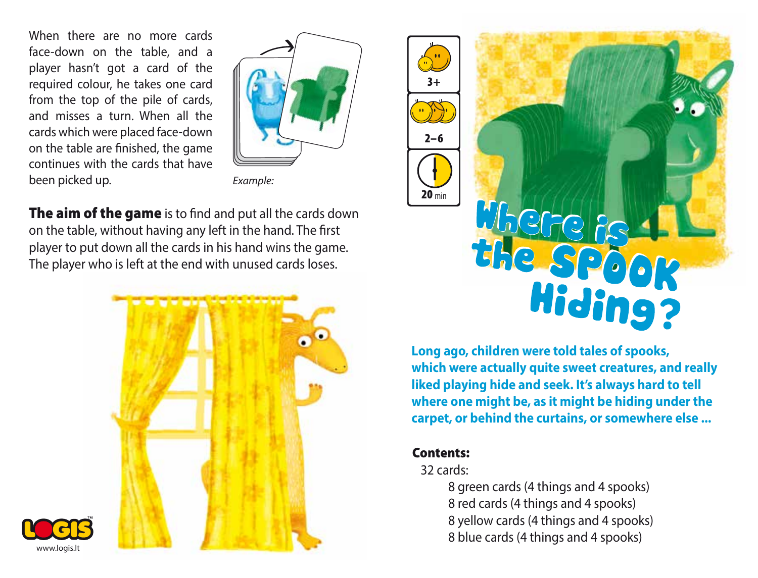When there are no more cards face-down on the table, and a player hasn't got a card of the required colour, he takes one card from the top of the pile of cards, and misses a turn. When all the cards which were placed face-down on the table are finished, the game continues with the cards that have been picked up.

*Example:*

**The aim of the game** is to find and put all the cards down on the table, without having any left in the hand. The first player to put down all the cards in his hand wins the game. The player who is left at the end with unused cards loses.

LOGIS™

www.logis.lt

3+

2–6

20 min

# Where is the SPOOK Hiding?

**Long ago, children were told tales of spooks, which were actually quite sweet creatures, and really liked playing hide and seek. It's always hard to tell where one might be, as it might be hiding under the carpet, or behind the curtains, or somewhere else ...**

**Contents:**

32 cards:

- 8 green cards (4 things and 4 spooks)
- 8 red cards (4 things and 4 spooks)
- 8 yellow cards (4 things and 4 spooks)
- 8 blue cards (4 things and 4 spooks)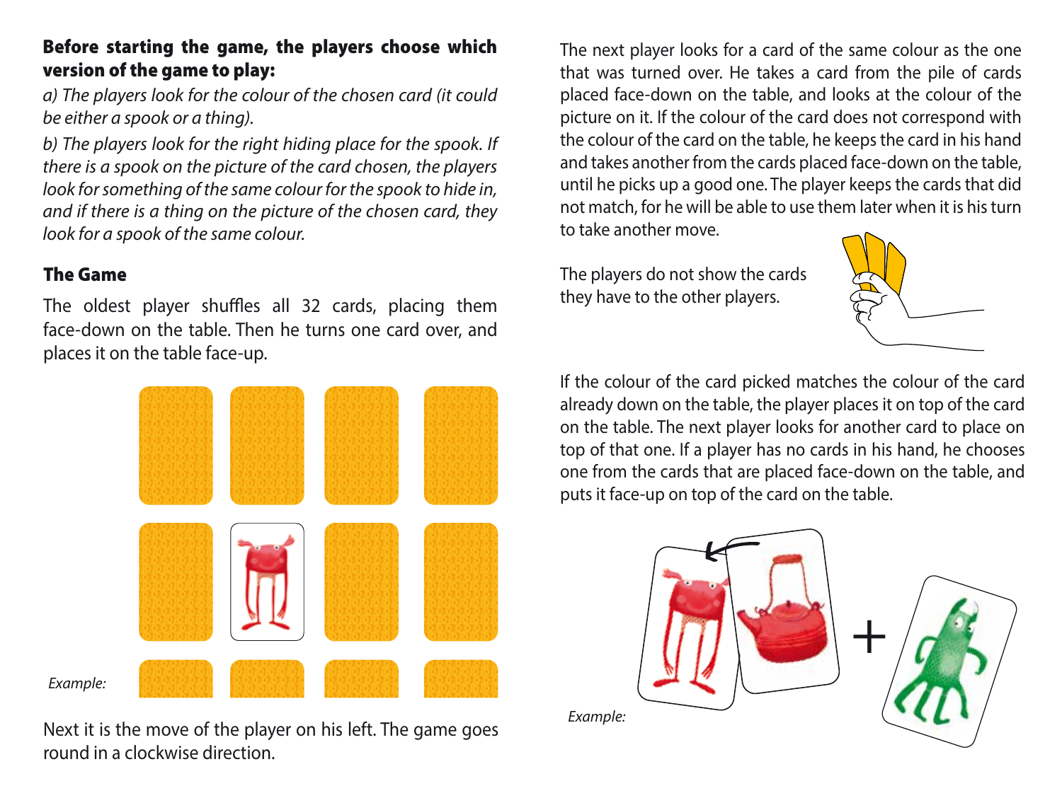**Before starting the game, the players choose which version of the game to play:**

*a) The players look for the colour of the chosen card (it could be either a spook or a thing).*

*b) The players look for the right hiding place for the spook. If there is a spook on the picture of the card chosen, the players look for something of the same colour for the spook to hide in, and if there is a thing on the picture of the chosen card, they look for a spook of the same colour.*

## The Game

The oldest player shuffles all 32 cards, placing them face-down on the table. Then he turns one card over, and places it on the table face-up.

*Example:*

Next it is the move of the player on his left. The game goes round in a clockwise direction.

The next player looks for a card of the same colour as the one that was turned over. He takes a card from the pile of cards placed face-down on the table, and looks at the colour of the picture on it. If the colour of the card does not correspond with the colour of the card on the table, he keeps the card in his hand and takes another from the cards placed face-down on the table, until he picks up a good one. The player keeps the cards that did not match, for he will be able to use them later when it is his turn to take another move.

The players do not show the cards they have to the other players.

If the colour of the card picked matches the colour of the card already down on the table, the player places it on top of the card on the table. The next player looks for another card to place on top of that one. If a player has no cards in his hand, he chooses one from the cards that are placed face-down on the table, and puts it face-up on top of the card on the table.

*Example:*